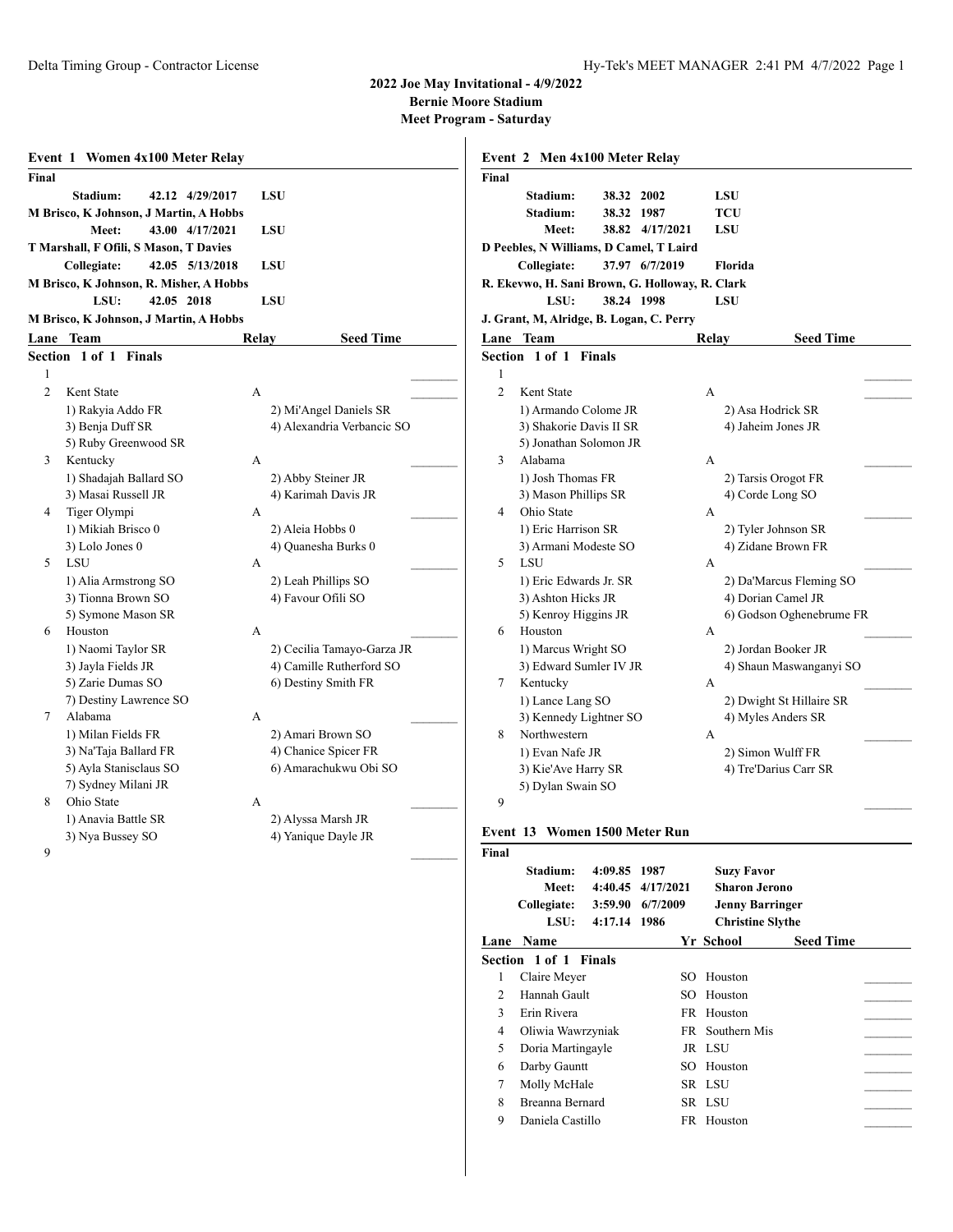# 2022 Joe May Invitational - 4/9/2022

**Bernie Moore Stadium**

**Meet Program - Saturday**

## Event 1 Women 4x100 Meter Relay

**Final**

| Record | Time | Date | Team |
|---|---|---|---|
| Stadium: | 42.12 | 4/29/2017 | LSU |

M Brisco, K Johnson, J Martin, A Hobbs

| Record | Time | Date | Team |
|---|---|---|---|
| Meet: | 43.00 | 4/17/2021 | LSU |

T Marshall, F Ofili, S Mason, T Davies

| Record | Time | Date | Team |
|---|---|---|---|
| Collegiate: | 42.05 | 5/13/2018 | LSU |

M Brisco, K Johnson, R. Misher, A Hobbs

| Record | Time | Date | Team |
|---|---|---|---|
| LSU: | 42.05 | 2018 | LSU |

M Brisco, K Johnson, J Martin, A Hobbs

**Section 1 of 1 Finals**

| Lane | Team | Relay | Seed Time |
|---|---|---|---|
| 1 | | | |
| 2 | Kent State | A | |
| | 1) Rakyia Addo FR; 2) Mi'Angel Daniels SR; 3) Benja Duff SR; 4) Alexandria Verbancic SO; 5) Ruby Greenwood SR | | |
| 3 | Kentucky | A | |
| | 1) Shadajah Ballard SO; 2) Abby Steiner JR; 3) Masai Russell JR; 4) Karimah Davis JR | | |
| 4 | Tiger Olympi | A | |
| | 1) Mikiah Brisco 0; 2) Aleia Hobbs 0; 3) Lolo Jones 0; 4) Quanesha Burks 0 | | |
| 5 | LSU | A | |
| | 1) Alia Armstrong SO; 2) Leah Phillips SO; 3) Tionna Brown SO; 4) Favour Ofili SO; 5) Symone Mason SR | | |
| 6 | Houston | A | |
| | 1) Naomi Taylor SR; 2) Cecilia Tamayo-Garza JR; 3) Jayla Fields JR; 4) Camille Rutherford SO; 5) Zarie Dumas SO; 6) Destiny Smith FR; 7) Destiny Lawrence SO | | |
| 7 | Alabama | A | |
| | 1) Milan Fields FR; 2) Amari Brown SO; 3) Na'Taja Ballard FR; 4) Chanice Spicer FR; 5) Ayla Stanisclaus SO; 6) Amarachukwu Obi SO; 7) Sydney Milani JR | | |
| 8 | Ohio State | A | |
| | 1) Anavia Battle SR; 2) Alyssa Marsh JR; 3) Nya Bussey SO; 4) Yanique Dayle JR | | |
| 9 | | | |

## Event 2 Men 4x100 Meter Relay

**Final**

| Record | Time | Date | Team |
|---|---|---|---|
| Stadium: | 38.32 | 2002 | LSU |
| Stadium: | 38.32 | 1987 | TCU |
| Meet: | 38.82 | 4/17/2021 | LSU |

D Peebles, N Williams, D Camel, T Laird

| Record | Time | Date | Team |
|---|---|---|---|
| Collegiate: | 37.97 | 6/7/2019 | Florida |

R. Ekevwo, H. Sani Brown, G. Holloway, R. Clark

| Record | Time | Date | Team |
|---|---|---|---|
| LSU: | 38.24 | 1998 | LSU |

J. Grant, M, Alridge, B. Logan, C. Perry

**Section 1 of 1 Finals**

| Lane | Team | Relay | Seed Time |
|---|---|---|---|
| 1 | | | |
| 2 | Kent State | A | |
| | 1) Armando Colome JR; 2) Asa Hodrick SR; 3) Shakorie Davis II SR; 4) Jaheim Jones JR; 5) Jonathan Solomon JR | | |
| 3 | Alabama | A | |
| | 1) Josh Thomas FR; 2) Tarsis Orogot FR; 3) Mason Phillips SR; 4) Corde Long SO | | |
| 4 | Ohio State | A | |
| | 1) Eric Harrison SR; 2) Tyler Johnson SR; 3) Armani Modeste SO; 4) Zidane Brown FR | | |
| 5 | LSU | A | |
| | 1) Eric Edwards Jr. SR; 2) Da'Marcus Fleming SO; 3) Ashton Hicks JR; 4) Dorian Camel JR; 5) Kenroy Higgins JR; 6) Godson Oghenebrume FR | | |
| 6 | Houston | A | |
| | 1) Marcus Wright SO; 2) Jordan Booker JR; 3) Edward Sumler IV JR; 4) Shaun Maswanganyi SO | | |
| 7 | Kentucky | A | |
| | 1) Lance Lang SO; 2) Dwight St Hillaire SR; 3) Kennedy Lightner SO; 4) Myles Anders SR | | |
| 8 | Northwestern | A | |
| | 1) Evan Nafe JR; 2) Simon Wulff FR; 3) Kie'Ave Harry SR; 4) Tre'Darius Carr SR; 5) Dylan Swain SO | | |
| 9 | | | |

## Event 13 Women 1500 Meter Run

**Final**

| Record | Time | Date | Name |
|---|---|---|---|
| Stadium: | 4:09.85 | 1987 | Suzy Favor |
| Meet: | 4:40.45 | 4/17/2021 | Sharon Jerono |
| Collegiate: | 3:59.90 | 6/7/2009 | Jenny Barringer |
| LSU: | 4:17.14 | 1986 | Christine Slythe |

**Section 1 of 1 Finals**

| Lane | Name | Yr | School | Seed Time |
|---|---|---|---|---|
| 1 | Claire Meyer | SO | Houston | |
| 2 | Hannah Gault | SO | Houston | |
| 3 | Erin Rivera | FR | Houston | |
| 4 | Oliwia Wawrzyniak | FR | Southern Mis | |
| 5 | Doria Martingayle | JR | LSU | |
| 6 | Darby Gauntt | SO | Houston | |
| 7 | Molly McHale | SR | LSU | |
| 8 | Breanna Bernard | SR | LSU | |
| 9 | Daniela Castillo | FR | Houston | |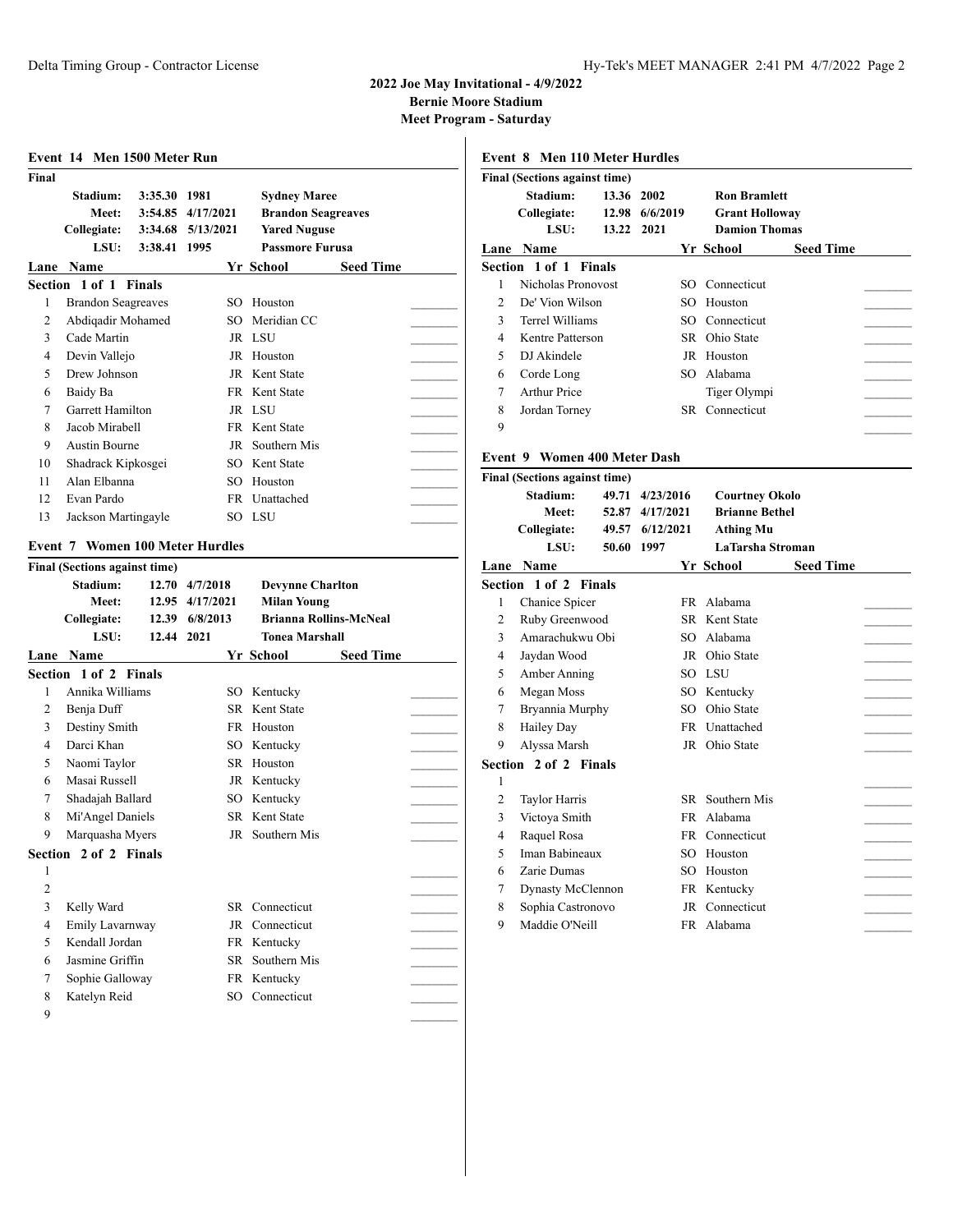## 2022 Joe May Invitational - 4/9/2022
**Bernie Moore Stadium**
**Meet Program - Saturday**

### Event 14 Men 1500 Meter Run

**Final**

| Record | Time | Date | Holder |
|---|---|---|---|
| Stadium: | 3:35.30 | 1981 | Sydney Maree |
| Meet: | 3:54.85 | 4/17/2021 | Brandon Seagreaves |
| Collegiate: | 3:34.68 | 5/13/2021 | Yared Nuguse |
| LSU: | 3:38.41 | 1995 | Passmore Furusa |

| Lane | Name | Yr | School | Seed Time |
|---|---|---|---|---|
| **Section 1 of 1 Finals** | | | | |
| 1 | Brandon Seagreaves | SO | Houston | |
| 2 | Abdiqadir Mohamed | SO | Meridian CC | |
| 3 | Cade Martin | JR | LSU | |
| 4 | Devin Vallejo | JR | Houston | |
| 5 | Drew Johnson | JR | Kent State | |
| 6 | Baidy Ba | FR | Kent State | |
| 7 | Garrett Hamilton | JR | LSU | |
| 8 | Jacob Mirabell | FR | Kent State | |
| 9 | Austin Bourne | JR | Southern Mis | |
| 10 | Shadrack Kipkosgei | SO | Kent State | |
| 11 | Alan Elbanna | SO | Houston | |
| 12 | Evan Pardo | FR | Unattached | |
| 13 | Jackson Martingayle | SO | LSU | |

### Event 7 Women 100 Meter Hurdles

**Final (Sections against time)**

| Record | Time | Date | Holder |
|---|---|---|---|
| Stadium: | 12.70 | 4/7/2018 | Devynne Charlton |
| Meet: | 12.95 | 4/17/2021 | Milan Young |
| Collegiate: | 12.39 | 6/8/2013 | Brianna Rollins-McNeal |
| LSU: | 12.44 | 2021 | Tonea Marshall |

| Lane | Name | Yr | School | Seed Time |
|---|---|---|---|---|
| **Section 1 of 2 Finals** | | | | |
| 1 | Annika Williams | SO | Kentucky | |
| 2 | Benja Duff | SR | Kent State | |
| 3 | Destiny Smith | FR | Houston | |
| 4 | Darci Khan | SO | Kentucky | |
| 5 | Naomi Taylor | SR | Houston | |
| 6 | Masai Russell | JR | Kentucky | |
| 7 | Shadajah Ballard | SO | Kentucky | |
| 8 | Mi'Angel Daniels | SR | Kent State | |
| 9 | Marquasha Myers | JR | Southern Mis | |
| **Section 2 of 2 Finals** | | | | |
| 1 | | | | |
| 2 | | | | |
| 3 | Kelly Ward | SR | Connecticut | |
| 4 | Emily Lavarnway | JR | Connecticut | |
| 5 | Kendall Jordan | FR | Kentucky | |
| 6 | Jasmine Griffin | SR | Southern Mis | |
| 7 | Sophie Galloway | FR | Kentucky | |
| 8 | Katelyn Reid | SO | Connecticut | |
| 9 | | | | |

### Event 8 Men 110 Meter Hurdles

**Final (Sections against time)**

| Record | Time | Date | Holder |
|---|---|---|---|
| Stadium: | 13.36 | 2002 | Ron Bramlett |
| Collegiate: | 12.98 | 6/6/2019 | Grant Holloway |
| LSU: | 13.22 | 2021 | Damion Thomas |

| Lane | Name | Yr | School | Seed Time |
|---|---|---|---|---|
| **Section 1 of 1 Finals** | | | | |
| 1 | Nicholas Pronovost | SO | Connecticut | |
| 2 | De' Vion Wilson | SO | Houston | |
| 3 | Terrel Williams | SO | Connecticut | |
| 4 | Kentre Patterson | SR | Ohio State | |
| 5 | DJ Akindele | JR | Houston | |
| 6 | Corde Long | SO | Alabama | |
| 7 | Arthur Price | | Tiger Olympi | |
| 8 | Jordan Torney | SR | Connecticut | |
| 9 | | | | |

### Event 9 Women 400 Meter Dash

**Final (Sections against time)**

| Record | Time | Date | Holder |
|---|---|---|---|
| Stadium: | 49.71 | 4/23/2016 | Courtney Okolo |
| Meet: | 52.87 | 4/17/2021 | Brianne Bethel |
| Collegiate: | 49.57 | 6/12/2021 | Athing Mu |
| LSU: | 50.60 | 1997 | LaTarsha Stroman |

| Lane | Name | Yr | School | Seed Time |
|---|---|---|---|---|
| **Section 1 of 2 Finals** | | | | |
| 1 | Chanice Spicer | FR | Alabama | |
| 2 | Ruby Greenwood | SR | Kent State | |
| 3 | Amarachukwu Obi | SO | Alabama | |
| 4 | Jaydan Wood | JR | Ohio State | |
| 5 | Amber Anning | SO | LSU | |
| 6 | Megan Moss | SO | Kentucky | |
| 7 | Bryannia Murphy | SO | Ohio State | |
| 8 | Hailey Day | FR | Unattached | |
| 9 | Alyssa Marsh | JR | Ohio State | |
| **Section 2 of 2 Finals** | | | | |
| 1 | | | | |
| 2 | Taylor Harris | SR | Southern Mis | |
| 3 | Victoya Smith | FR | Alabama | |
| 4 | Raquel Rosa | FR | Connecticut | |
| 5 | Iman Babineaux | SO | Houston | |
| 6 | Zarie Dumas | SO | Houston | |
| 7 | Dynasty McClennon | FR | Kentucky | |
| 8 | Sophia Castronovo | JR | Connecticut | |
| 9 | Maddie O'Neill | FR | Alabama | |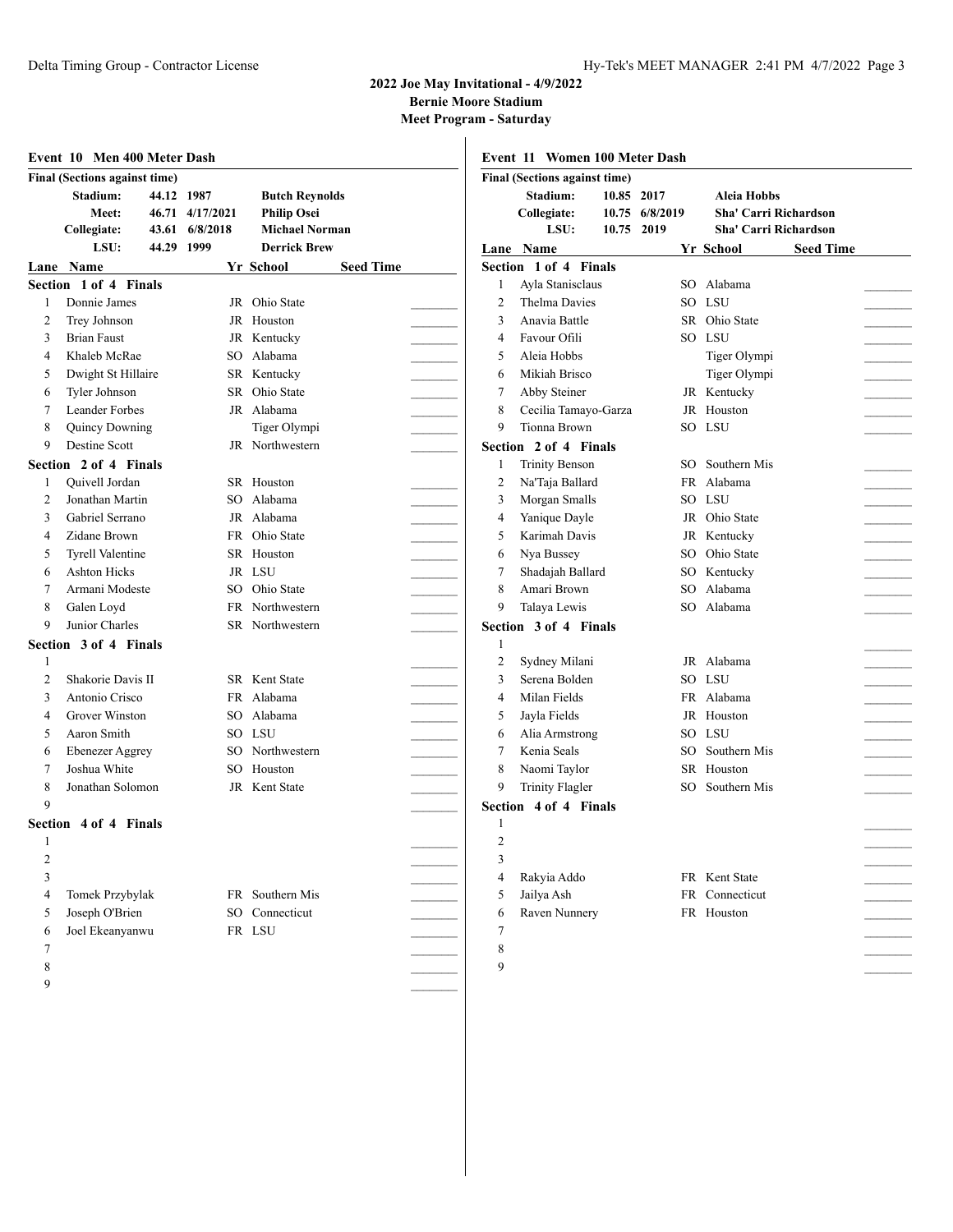## 2022 Joe May Invitational - 4/9/2022

**Bernie Moore Stadium**

**Meet Program - Saturday**

### Event 10 Men 400 Meter Dash

**Final (Sections against time)**

| Record | Time | Date | Holder |
|---|---|---|---|
| Stadium: | 44.12 | 1987 | Butch Reynolds |
| Meet: | 46.71 | 4/17/2021 | Philip Osei |
| Collegiate: | 43.61 | 6/8/2018 | Michael Norman |
| LSU: | 44.29 | 1999 | Derrick Brew |

| Lane | Name | Yr | School | Seed Time |
|---|---|---|---|---|
| **Section 1 of 4 Finals** | | | | |
| 1 | Donnie James | JR | Ohio State | |
| 2 | Trey Johnson | JR | Houston | |
| 3 | Brian Faust | JR | Kentucky | |
| 4 | Khaleb McRae | SO | Alabama | |
| 5 | Dwight St Hillaire | SR | Kentucky | |
| 6 | Tyler Johnson | SR | Ohio State | |
| 7 | Leander Forbes | JR | Alabama | |
| 8 | Quincy Downing | | Tiger Olympi | |
| 9 | Destine Scott | JR | Northwestern | |
| **Section 2 of 4 Finals** | | | | |
| 1 | Quivell Jordan | SR | Houston | |
| 2 | Jonathan Martin | SO | Alabama | |
| 3 | Gabriel Serrano | JR | Alabama | |
| 4 | Zidane Brown | FR | Ohio State | |
| 5 | Tyrell Valentine | SR | Houston | |
| 6 | Ashton Hicks | JR | LSU | |
| 7 | Armani Modeste | SO | Ohio State | |
| 8 | Galen Loyd | FR | Northwestern | |
| 9 | Junior Charles | SR | Northwestern | |
| **Section 3 of 4 Finals** | | | | |
| 1 | | | | |
| 2 | Shakorie Davis II | SR | Kent State | |
| 3 | Antonio Crisco | FR | Alabama | |
| 4 | Grover Winston | SO | Alabama | |
| 5 | Aaron Smith | SO | LSU | |
| 6 | Ebenezer Aggrey | SO | Northwestern | |
| 7 | Joshua White | SO | Houston | |
| 8 | Jonathan Solomon | JR | Kent State | |
| 9 | | | | |
| **Section 4 of 4 Finals** | | | | |
| 1 | | | | |
| 2 | | | | |
| 3 | | | | |
| 4 | Tomek Przybylak | FR | Southern Mis | |
| 5 | Joseph O'Brien | SO | Connecticut | |
| 6 | Joel Ekeanyanwu | FR | LSU | |
| 7 | | | | |
| 8 | | | | |
| 9 | | | | |

### Event 11 Women 100 Meter Dash

**Final (Sections against time)**

| Record | Time | Date | Holder |
|---|---|---|---|
| Stadium: | 10.85 | 2017 | Aleia Hobbs |
| Collegiate: | 10.75 | 6/8/2019 | Sha' Carri Richardson |
| LSU: | 10.75 | 2019 | Sha' Carri Richardson |

| Lane | Name | Yr | School | Seed Time |
|---|---|---|---|---|
| **Section 1 of 4 Finals** | | | | |
| 1 | Ayla Stanisclaus | SO | Alabama | |
| 2 | Thelma Davies | SO | LSU | |
| 3 | Anavia Battle | SR | Ohio State | |
| 4 | Favour Ofili | SO | LSU | |
| 5 | Aleia Hobbs | | Tiger Olympi | |
| 6 | Mikiah Brisco | | Tiger Olympi | |
| 7 | Abby Steiner | JR | Kentucky | |
| 8 | Cecilia Tamayo-Garza | JR | Houston | |
| 9 | Tionna Brown | SO | LSU | |
| **Section 2 of 4 Finals** | | | | |
| 1 | Trinity Benson | SO | Southern Mis | |
| 2 | Na'Taja Ballard | FR | Alabama | |
| 3 | Morgan Smalls | SO | LSU | |
| 4 | Yanique Dayle | JR | Ohio State | |
| 5 | Karimah Davis | JR | Kentucky | |
| 6 | Nya Bussey | SO | Ohio State | |
| 7 | Shadajah Ballard | SO | Kentucky | |
| 8 | Amari Brown | SO | Alabama | |
| 9 | Talaya Lewis | SO | Alabama | |
| **Section 3 of 4 Finals** | | | | |
| 1 | | | | |
| 2 | Sydney Milani | JR | Alabama | |
| 3 | Serena Bolden | SO | LSU | |
| 4 | Milan Fields | FR | Alabama | |
| 5 | Jayla Fields | JR | Houston | |
| 6 | Alia Armstrong | SO | LSU | |
| 7 | Kenia Seals | SO | Southern Mis | |
| 8 | Naomi Taylor | SR | Houston | |
| 9 | Trinity Flagler | SO | Southern Mis | |
| **Section 4 of 4 Finals** | | | | |
| 1 | | | | |
| 2 | | | | |
| 3 | | | | |
| 4 | Rakyia Addo | FR | Kent State | |
| 5 | Jailya Ash | FR | Connecticut | |
| 6 | Raven Nunnery | FR | Houston | |
| 7 | | | | |
| 8 | | | | |
| 9 | | | | |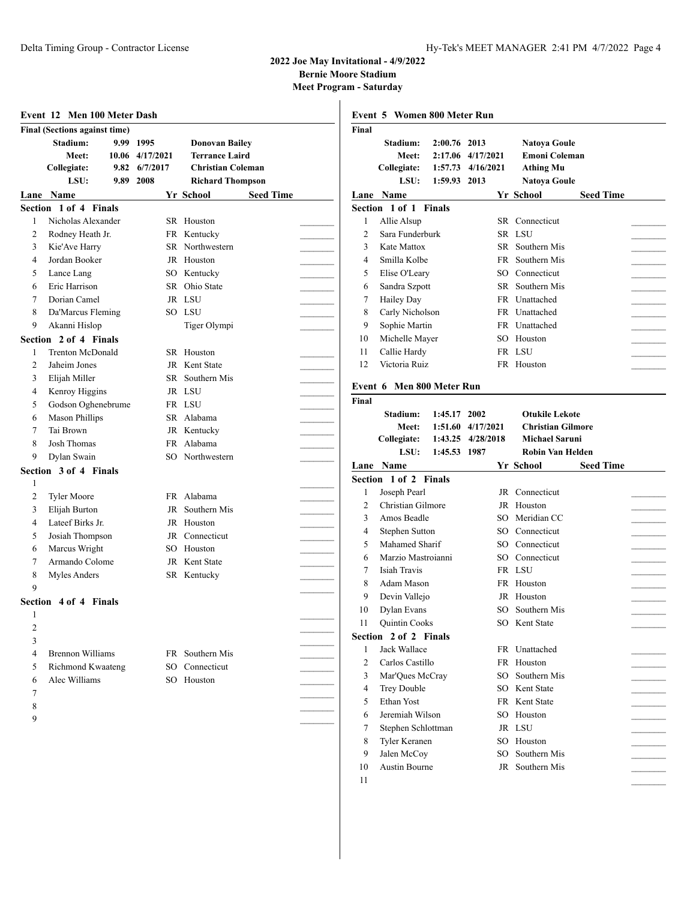## 2022 Joe May Invitational - 4/9/2022
**Bernie Moore Stadium**
**Meet Program - Saturday**

### Event 12 Men 100 Meter Dash

**Final (Sections against time)**

| | | | |
|---|---|---|---|
| Stadium: | 9.99 | 1995 | Donovan Bailey |
| Meet: | 10.06 | 4/17/2021 | Terrance Laird |
| Collegiate: | 9.82 | 6/7/2017 | Christian Coleman |
| LSU: | 9.89 | 2008 | Richard Thompson |

| Lane | Name | Yr | School | Seed Time |
|---|---|---|---|---|
| **Section 1 of 4 Finals** | | | | |
| 1 | Nicholas Alexander | SR | Houston | |
| 2 | Rodney Heath Jr. | FR | Kentucky | |
| 3 | Kie'Ave Harry | SR | Northwestern | |
| 4 | Jordan Booker | JR | Houston | |
| 5 | Lance Lang | SO | Kentucky | |
| 6 | Eric Harrison | SR | Ohio State | |
| 7 | Dorian Camel | JR | LSU | |
| 8 | Da'Marcus Fleming | SO | LSU | |
| 9 | Akanni Hislop | | Tiger Olympi | |
| **Section 2 of 4 Finals** | | | | |
| 1 | Trenton McDonald | SR | Houston | |
| 2 | Jaheim Jones | JR | Kent State | |
| 3 | Elijah Miller | SR | Southern Mis | |
| 4 | Kenroy Higgins | JR | LSU | |
| 5 | Godson Oghenebrume | FR | LSU | |
| 6 | Mason Phillips | SR | Alabama | |
| 7 | Tai Brown | JR | Kentucky | |
| 8 | Josh Thomas | FR | Alabama | |
| 9 | Dylan Swain | SO | Northwestern | |
| **Section 3 of 4 Finals** | | | | |
| 1 | | | | |
| 2 | Tyler Moore | FR | Alabama | |
| 3 | Elijah Burton | JR | Southern Mis | |
| 4 | Lateef Birks Jr. | JR | Houston | |
| 5 | Josiah Thompson | JR | Connecticut | |
| 6 | Marcus Wright | SO | Houston | |
| 7 | Armando Colome | JR | Kent State | |
| 8 | Myles Anders | SR | Kentucky | |
| 9 | | | | |
| **Section 4 of 4 Finals** | | | | |
| 1 | | | | |
| 2 | | | | |
| 3 | | | | |
| 4 | Brennon Williams | FR | Southern Mis | |
| 5 | Richmond Kwaateng | SO | Connecticut | |
| 6 | Alec Williams | SO | Houston | |
| 7 | | | | |
| 8 | | | | |
| 9 | | | | |

### Event 5 Women 800 Meter Run

**Final**

| | | | |
|---|---|---|---|
| Stadium: | 2:00.76 | 2013 | Natoya Goule |
| Meet: | 2:17.06 | 4/17/2021 | Emoni Coleman |
| Collegiate: | 1:57.73 | 4/16/2021 | Athing Mu |
| LSU: | 1:59.93 | 2013 | Natoya Goule |

| Lane | Name | Yr | School | Seed Time |
|---|---|---|---|---|
| **Section 1 of 1 Finals** | | | | |
| 1 | Allie Alsup | SR | Connecticut | |
| 2 | Sara Funderburk | SR | LSU | |
| 3 | Kate Mattox | SR | Southern Mis | |
| 4 | Smilla Kolbe | FR | Southern Mis | |
| 5 | Elise O'Leary | SO | Connecticut | |
| 6 | Sandra Szpott | SR | Southern Mis | |
| 7 | Hailey Day | FR | Unattached | |
| 8 | Carly Nicholson | FR | Unattached | |
| 9 | Sophie Martin | FR | Unattached | |
| 10 | Michelle Mayer | SO | Houston | |
| 11 | Callie Hardy | FR | LSU | |
| 12 | Victoria Ruiz | FR | Houston | |

### Event 6 Men 800 Meter Run

**Final**

| | | | |
|---|---|---|---|
| Stadium: | 1:45.17 | 2002 | Otukile Lekote |
| Meet: | 1:51.60 | 4/17/2021 | Christian Gilmore |
| Collegiate: | 1:43.25 | 4/28/2018 | Michael Saruni |
| LSU: | 1:45.53 | 1987 | Robin Van Helden |

| Lane | Name | Yr | School | Seed Time |
|---|---|---|---|---|
| **Section 1 of 2 Finals** | | | | |
| 1 | Joseph Pearl | JR | Connecticut | |
| 2 | Christian Gilmore | JR | Houston | |
| 3 | Amos Beadle | SO | Meridian CC | |
| 4 | Stephen Sutton | SO | Connecticut | |
| 5 | Mahamed Sharif | SO | Connecticut | |
| 6 | Marzio Mastroianni | SO | Connecticut | |
| 7 | Isiah Travis | FR | LSU | |
| 8 | Adam Mason | FR | Houston | |
| 9 | Devin Vallejo | JR | Houston | |
| 10 | Dylan Evans | SO | Southern Mis | |
| 11 | Quintin Cooks | SO | Kent State | |
| **Section 2 of 2 Finals** | | | | |
| 1 | Jack Wallace | FR | Unattached | |
| 2 | Carlos Castillo | FR | Houston | |
| 3 | Mar'Ques McCray | SO | Southern Mis | |
| 4 | Trey Double | SO | Kent State | |
| 5 | Ethan Yost | FR | Kent State | |
| 6 | Jeremiah Wilson | SO | Houston | |
| 7 | Stephen Schlottman | JR | LSU | |
| 8 | Tyler Keranen | SO | Houston | |
| 9 | Jalen McCoy | SO | Southern Mis | |
| 10 | Austin Bourne | JR | Southern Mis | |
| 11 | | | | |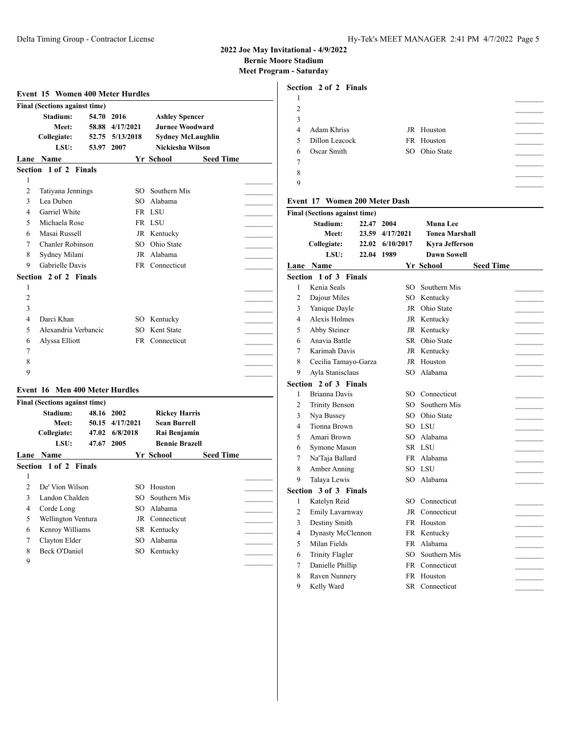## 2022 Joe May Invitational - 4/9/2022
**Bernie Moore Stadium**
**Meet Program - Saturday**

### Event 15 Women 400 Meter Hurdles

**Final (Sections against time)**

| Record | Time | Date | Name |
|---|---|---|---|
| Stadium: | 54.70 | 2016 | Ashley Spencer |
| Meet: | 58.88 | 4/17/2021 | Jurnee Woodward |
| Collegiate: | 52.75 | 5/13/2018 | Sydney McLaughlin |
| LSU: | 53.97 | 2007 | Nickiesha Wilson |

**Section 1 of 2 Finals**

| Lane | Name | Yr | School | Seed Time |
|---|---|---|---|---|
| 1 | | | | |
| 2 | Tatiyana Jennings | SO | Southern Mis | |
| 3 | Lea Duben | SO | Alabama | |
| 4 | Garriel White | FR | LSU | |
| 5 | Michaela Rose | FR | LSU | |
| 6 | Masai Russell | JR | Kentucky | |
| 7 | Chanler Robinson | SO | Ohio State | |
| 8 | Sydney Milani | JR | Alabama | |
| 9 | Gabrielle Davis | FR | Connecticut | |

**Section 2 of 2 Finals**

| Lane | Name | Yr | School | Seed Time |
|---|---|---|---|---|
| 1 | | | | |
| 2 | | | | |
| 3 | | | | |
| 4 | Darci Khan | SO | Kentucky | |
| 5 | Alexandria Verbancic | SO | Kent State | |
| 6 | Alyssa Elliott | FR | Connecticut | |
| 7 | | | | |
| 8 | | | | |
| 9 | | | | |

### Event 16 Men 400 Meter Hurdles

**Final (Sections against time)**

| Record | Time | Date | Name |
|---|---|---|---|
| Stadium: | 48.16 | 2002 | Rickey Harris |
| Meet: | 50.15 | 4/17/2021 | Sean Burrell |
| Collegiate: | 47.02 | 6/8/2018 | Rai Benjamin |
| LSU: | 47.67 | 2005 | Bennie Brazell |

**Section 1 of 2 Finals**

| Lane | Name | Yr | School | Seed Time |
|---|---|---|---|---|
| 1 | | | | |
| 2 | De' Vion Wilson | SO | Houston | |
| 3 | Landon Chalden | SO | Southern Mis | |
| 4 | Corde Long | SO | Alabama | |
| 5 | Wellington Ventura | JR | Connecticut | |
| 6 | Kenroy Williams | SR | Kentucky | |
| 7 | Clayton Elder | SO | Alabama | |
| 8 | Beck O'Daniel | SO | Kentucky | |
| 9 | | | | |

**Section 2 of 2 Finals**

| Lane | Name | Yr | School | Seed Time |
|---|---|---|---|---|
| 1 | | | | |
| 2 | | | | |
| 3 | | | | |
| 4 | Adam Khriss | JR | Houston | |
| 5 | Dillon Leacock | FR | Houston | |
| 6 | Oscar Smith | SO | Ohio State | |
| 7 | | | | |
| 8 | | | | |
| 9 | | | | |

### Event 17 Women 200 Meter Dash

**Final (Sections against time)**

| Record | Time | Date | Name |
|---|---|---|---|
| Stadium: | 22.47 | 2004 | Muna Lee |
| Meet: | 23.59 | 4/17/2021 | Tonea Marshall |
| Collegiate: | 22.02 | 6/10/2017 | Kyra Jefferson |
| LSU: | 22.04 | 1989 | Dawn Sowell |

**Section 1 of 3 Finals**

| Lane | Name | Yr | School | Seed Time |
|---|---|---|---|---|
| 1 | Kenia Seals | SO | Southern Mis | |
| 2 | Dajour Miles | SO | Kentucky | |
| 3 | Yanique Dayle | JR | Ohio State | |
| 4 | Alexis Holmes | JR | Kentucky | |
| 5 | Abby Steiner | JR | Kentucky | |
| 6 | Anavia Battle | SR | Ohio State | |
| 7 | Karimah Davis | JR | Kentucky | |
| 8 | Cecilia Tamayo-Garza | JR | Houston | |
| 9 | Ayla Stanisclaus | SO | Alabama | |

**Section 2 of 3 Finals**

| Lane | Name | Yr | School | Seed Time |
|---|---|---|---|---|
| 1 | Brianna Davis | SO | Connecticut | |
| 2 | Trinity Benson | SO | Southern Mis | |
| 3 | Nya Bussey | SO | Ohio State | |
| 4 | Tionna Brown | SO | LSU | |
| 5 | Amari Brown | SO | Alabama | |
| 6 | Symone Mason | SR | LSU | |
| 7 | Na'Taja Ballard | FR | Alabama | |
| 8 | Amber Anning | SO | LSU | |
| 9 | Talaya Lewis | SO | Alabama | |

**Section 3 of 3 Finals**

| Lane | Name | Yr | School | Seed Time |
|---|---|---|---|---|
| 1 | Katelyn Reid | SO | Connecticut | |
| 2 | Emily Lavarnway | JR | Connecticut | |
| 3 | Destiny Smith | FR | Houston | |
| 4 | Dynasty McClennon | FR | Kentucky | |
| 5 | Milan Fields | FR | Alabama | |
| 6 | Trinity Flagler | SO | Southern Mis | |
| 7 | Danielle Phillip | FR | Connecticut | |
| 8 | Raven Nunnery | FR | Houston | |
| 9 | Kelly Ward | SR | Connecticut | |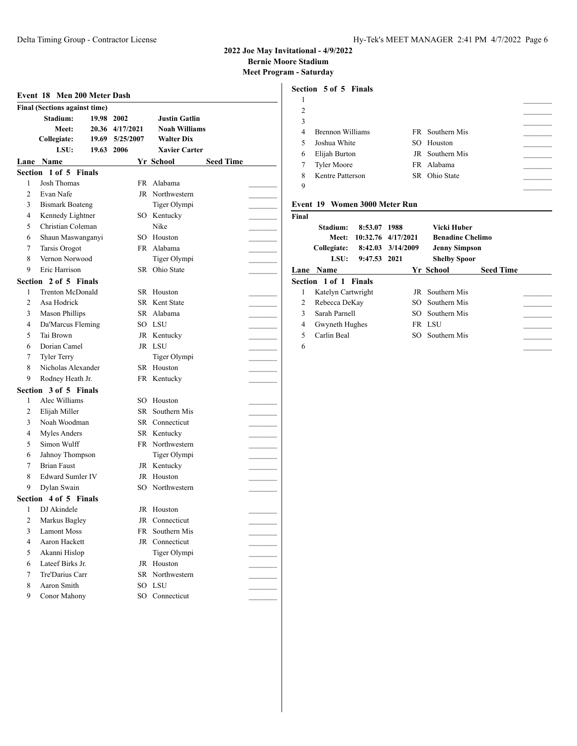## 2022 Joe May Invitational - 4/9/2022
### Bernie Moore Stadium
### Meet Program - Saturday

### Event 18 Men 200 Meter Dash

**Final (Sections against time)**

| Record | Time | Date | Holder |
|---|---|---|---|
| Stadium: | 19.98 | 2002 | Justin Gatlin |
| Meet: | 20.36 | 4/17/2021 | Noah Williams |
| Collegiate: | 19.69 | 5/25/2007 | Walter Dix |
| LSU: | 19.63 | 2006 | Xavier Carter |

**Section 1 of 5 Finals**

| Lane | Name | Yr | School | Seed Time |
|---|---|---|---|---|
| 1 | Josh Thomas | FR | Alabama | |
| 2 | Evan Nafe | JR | Northwestern | |
| 3 | Bismark Boateng | | Tiger Olympi | |
| 4 | Kennedy Lightner | SO | Kentucky | |
| 5 | Christian Coleman | | Nike | |
| 6 | Shaun Maswanganyi | SO | Houston | |
| 7 | Tarsis Orogot | FR | Alabama | |
| 8 | Vernon Norwood | | Tiger Olympi | |
| 9 | Eric Harrison | SR | Ohio State | |

**Section 2 of 5 Finals**

| Lane | Name | Yr | School | Seed Time |
|---|---|---|---|---|
| 1 | Trenton McDonald | SR | Houston | |
| 2 | Asa Hodrick | SR | Kent State | |
| 3 | Mason Phillips | SR | Alabama | |
| 4 | Da'Marcus Fleming | SO | LSU | |
| 5 | Tai Brown | JR | Kentucky | |
| 6 | Dorian Camel | JR | LSU | |
| 7 | Tyler Terry | | Tiger Olympi | |
| 8 | Nicholas Alexander | SR | Houston | |
| 9 | Rodney Heath Jr. | FR | Kentucky | |

**Section 3 of 5 Finals**

| Lane | Name | Yr | School | Seed Time |
|---|---|---|---|---|
| 1 | Alec Williams | SO | Houston | |
| 2 | Elijah Miller | SR | Southern Mis | |
| 3 | Noah Woodman | SR | Connecticut | |
| 4 | Myles Anders | SR | Kentucky | |
| 5 | Simon Wulff | FR | Northwestern | |
| 6 | Jahnoy Thompson | | Tiger Olympi | |
| 7 | Brian Faust | JR | Kentucky | |
| 8 | Edward Sumler IV | JR | Houston | |
| 9 | Dylan Swain | SO | Northwestern | |

**Section 4 of 5 Finals**

| Lane | Name | Yr | School | Seed Time |
|---|---|---|---|---|
| 1 | DJ Akindele | JR | Houston | |
| 2 | Markus Bagley | JR | Connecticut | |
| 3 | Lamont Moss | FR | Southern Mis | |
| 4 | Aaron Hackett | JR | Connecticut | |
| 5 | Akanni Hislop | | Tiger Olympi | |
| 6 | Lateef Birks Jr. | JR | Houston | |
| 7 | Tre'Darius Carr | SR | Northwestern | |
| 8 | Aaron Smith | SO | LSU | |
| 9 | Conor Mahony | SO | Connecticut | |

**Section 5 of 5 Finals**

| Lane | Name | Yr | School | Seed Time |
|---|---|---|---|---|
| 1 | | | | |
| 2 | | | | |
| 3 | | | | |
| 4 | Brennon Williams | FR | Southern Mis | |
| 5 | Joshua White | SO | Houston | |
| 6 | Elijah Burton | JR | Southern Mis | |
| 7 | Tyler Moore | FR | Alabama | |
| 8 | Kentre Patterson | SR | Ohio State | |
| 9 | | | | |

### Event 19 Women 3000 Meter Run

**Final**

| Record | Time | Date | Holder |
|---|---|---|---|
| Stadium: | 8:53.07 | 1988 | Vicki Huber |
| Meet: | 10:32.76 | 4/17/2021 | Benadine Chelimo |
| Collegiate: | 8:42.03 | 3/14/2009 | Jenny Simpson |
| LSU: | 9:47.53 | 2021 | Shelby Spoor |

**Section 1 of 1 Finals**

| Lane | Name | Yr | School | Seed Time |
|---|---|---|---|---|
| 1 | Katelyn Cartwright | JR | Southern Mis | |
| 2 | Rebecca DeKay | SO | Southern Mis | |
| 3 | Sarah Parnell | SO | Southern Mis | |
| 4 | Gwyneth Hughes | FR | LSU | |
| 5 | Carlin Beal | SO | Southern Mis | |
| 6 | | | | |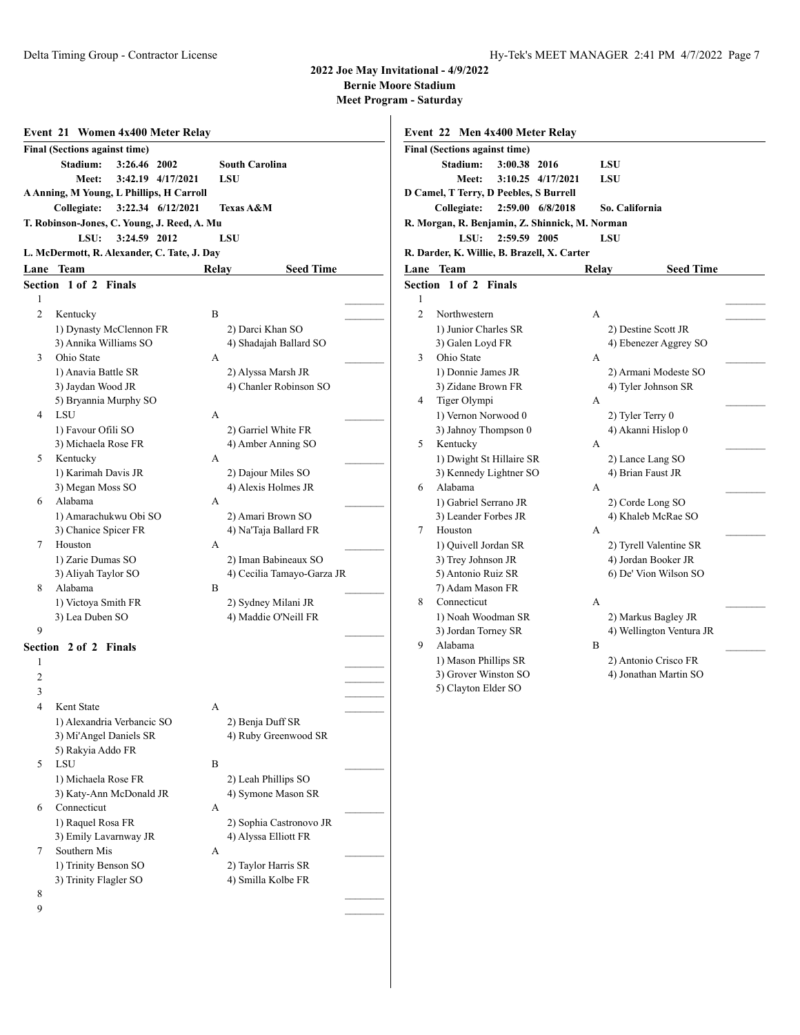## 2022 Joe May Invitational - 4/9/2022
## Bernie Moore Stadium
## Meet Program - Saturday

### Event 21 Women 4x400 Meter Relay

**Final (Sections against time)**

**Stadium:** 3:26.46 2002 South Carolina
**Meet:** 3:42.19 4/17/2021 LSU
A Anning, M Young, L Phillips, H Carroll
**Collegiate:** 3:22.34 6/12/2021 Texas A&M
T. Robinson-Jones, C. Young, J. Reed, A. Mu
**LSU:** 3:24.59 2012 LSU
L. McDermott, R. Alexander, C. Tate, J. Day

| Lane | Team | Relay | Seed Time |
|---|---|---|---|
| **Section 1 of 2 Finals** | | | |
| 1 | | | ________ |
| 2 | Kentucky | B | ________ |
| | 1) Dynasty McClennon FR; 2) Darci Khan SO; 3) Annika Williams SO; 4) Shadajah Ballard SO | | |
| 3 | Ohio State | A | ________ |
| | 1) Anavia Battle SR; 2) Alyssa Marsh JR; 3) Jaydan Wood JR; 4) Chanler Robinson SO; 5) Bryannia Murphy SO | | |
| 4 | LSU | A | ________ |
| | 1) Favour Ofili SO; 2) Garriel White FR; 3) Michaela Rose FR; 4) Amber Anning SO | | |
| 5 | Kentucky | A | ________ |
| | 1) Karimah Davis JR; 2) Dajour Miles SO; 3) Megan Moss SO; 4) Alexis Holmes JR | | |
| 6 | Alabama | A | ________ |
| | 1) Amarachukwu Obi SO; 2) Amari Brown SO; 3) Chanice Spicer FR; 4) Na'Taja Ballard FR | | |
| 7 | Houston | A | ________ |
| | 1) Zarie Dumas SO; 2) Iman Babineaux SO; 3) Aliyah Taylor SO; 4) Cecilia Tamayo-Garza JR | | |
| 8 | Alabama | B | ________ |
| | 1) Victoya Smith FR; 2) Sydney Milani JR; 3) Lea Duben SO; 4) Maddie O'Neill FR | | |
| 9 | | | ________ |
| **Section 2 of 2 Finals** | | | |
| 1 | | | ________ |
| 2 | | | ________ |
| 3 | | | ________ |
| 4 | Kent State | A | ________ |
| | 1) Alexandria Verbancic SO; 2) Benja Duff SR; 3) Mi'Angel Daniels SR; 4) Ruby Greenwood SR; 5) Rakyia Addo FR | | |
| 5 | LSU | B | ________ |
| | 1) Michaela Rose FR; 2) Leah Phillips SO; 3) Katy-Ann McDonald JR; 4) Symone Mason SR | | |
| 6 | Connecticut | A | ________ |
| | 1) Raquel Rosa FR; 2) Sophia Castronovo JR; 3) Emily Lavarnway JR; 4) Alyssa Elliott FR | | |
| 7 | Southern Mis | A | ________ |
| | 1) Trinity Benson SO; 2) Taylor Harris SR; 3) Trinity Flagler SO; 4) Smilla Kolbe FR | | |
| 8 | | | ________ |
| 9 | | | ________ |

### Event 22 Men 4x400 Meter Relay

**Final (Sections against time)**

**Stadium:** 3:00.38 2016 LSU
**Meet:** 3:10.25 4/17/2021 LSU
D Camel, T Terry, D Peebles, S Burrell
**Collegiate:** 2:59.00 6/8/2018 So. California
R. Morgan, R. Benjamin, Z. Shinnick, M. Norman
**LSU:** 2:59.59 2005 LSU
R. Darder, K. Willie, B. Brazell, X. Carter

| Lane | Team | Relay | Seed Time |
|---|---|---|---|
| **Section 1 of 2 Finals** | | | |
| 1 | | | ________ |
| 2 | Northwestern | A | ________ |
| | 1) Junior Charles SR; 2) Destine Scott JR; 3) Galen Loyd FR; 4) Ebenezer Aggrey SO | | |
| 3 | Ohio State | A | ________ |
| | 1) Donnie James JR; 2) Armani Modeste SO; 3) Zidane Brown FR; 4) Tyler Johnson SR | | |
| 4 | Tiger Olympi | A | ________ |
| | 1) Vernon Norwood 0; 2) Tyler Terry 0; 3) Jahnoy Thompson 0; 4) Akanni Hislop 0 | | |
| 5 | Kentucky | A | ________ |
| | 1) Dwight St Hillaire SR; 2) Lance Lang SO; 3) Kennedy Lightner SO; 4) Brian Faust JR | | |
| 6 | Alabama | A | ________ |
| | 1) Gabriel Serrano JR; 2) Corde Long SO; 3) Leander Forbes JR; 4) Khaleb McRae SO | | |
| 7 | Houston | A | ________ |
| | 1) Quivell Jordan SR; 2) Tyrell Valentine SR; 3) Trey Johnson JR; 4) Jordan Booker JR; 5) Antonio Ruiz SR; 6) De' Vion Wilson SO; 7) Adam Mason FR | | |
| 8 | Connecticut | A | ________ |
| | 1) Noah Woodman SR; 2) Markus Bagley JR; 3) Jordan Torney SR; 4) Wellington Ventura JR | | |
| 9 | Alabama | B | ________ |
| | 1) Mason Phillips SR; 2) Antonio Crisco FR; 3) Grover Winston SO; 4) Jonathan Martin SO; 5) Clayton Elder SO | | |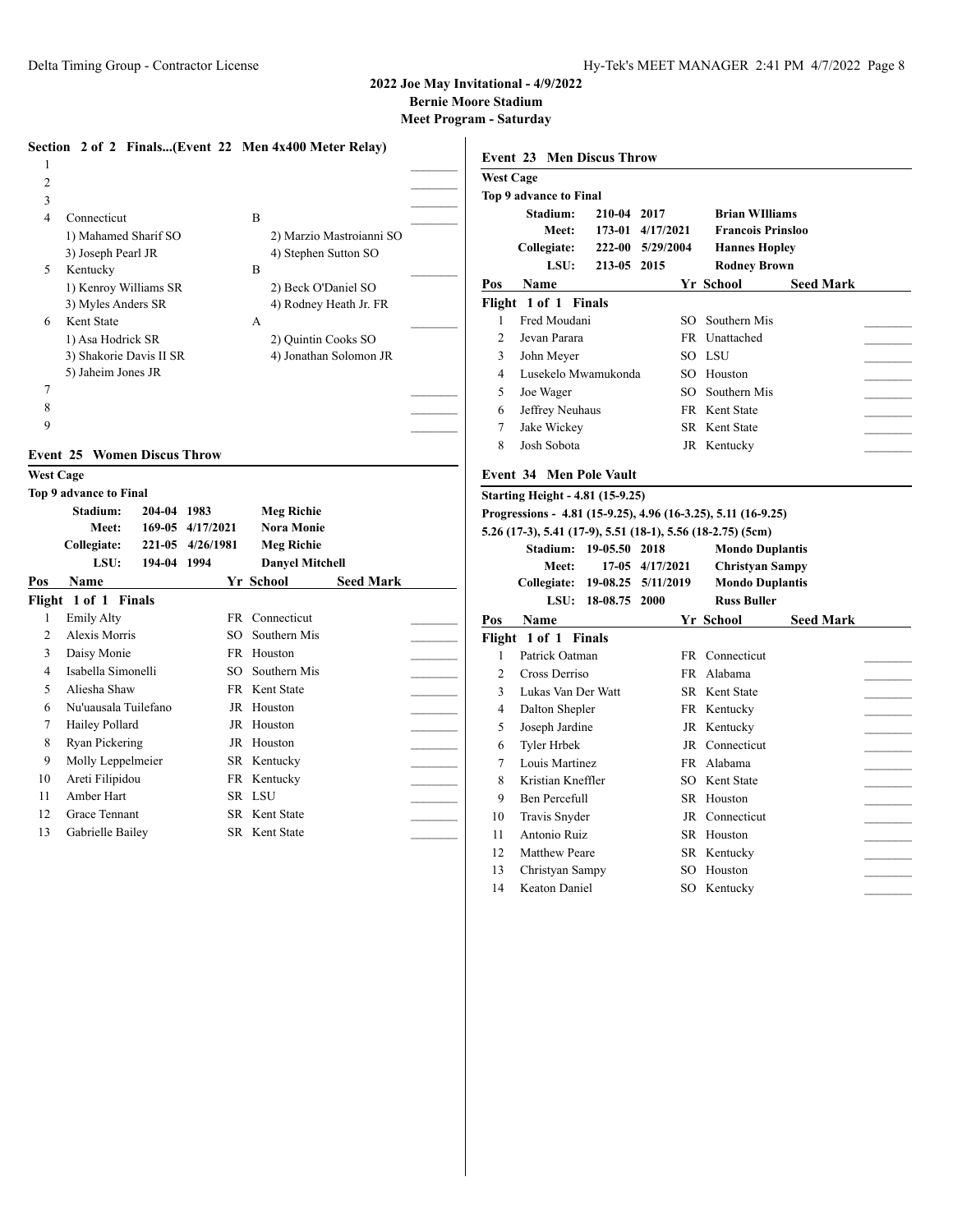# 2022 Joe May Invitational - 4/9/2022

**Bernie Moore Stadium**

**Meet Program - Saturday**

### Section 2 of 2 Finals...(Event 22 Men 4x400 Meter Relay)

| Pos | Team | Relay | Mark |
|---|---|---|---|
| 1 | | | ________ |
| 2 | | | ________ |
| 3 | | | ________ |
| 4 | Connecticut | B | ________ |
| | 1) Mahamed Sharif SO | 2) Marzio Mastroianni SO | |
| | 3) Joseph Pearl JR | 4) Stephen Sutton SO | |
| 5 | Kentucky | B | ________ |
| | 1) Kenroy Williams SR | 2) Beck O'Daniel SO | |
| | 3) Myles Anders SR | 4) Rodney Heath Jr. FR | |
| 6 | Kent State | A | ________ |
| | 1) Asa Hodrick SR | 2) Quintin Cooks SO | |
| | 3) Shakorie Davis II SR | 4) Jonathan Solomon JR | |
| | 5) Jaheim Jones JR | | |
| 7 | | | ________ |
| 8 | | | ________ |
| 9 | | | ________ |

### Event 25 Women Discus Throw

**West Cage**

**Top 9 advance to Final**

| Record | Mark | Date | Holder |
|---|---|---|---|
| Stadium: | 204-04 | 1983 | Meg Richie |
| Meet: | 169-05 | 4/17/2021 | Nora Monie |
| Collegiate: | 221-05 | 4/26/1981 | Meg Richie |
| LSU: | 194-04 | 1994 | Danyel Mitchell |

**Flight 1 of 1 Finals**

| Pos | Name | Yr | School | Seed Mark | |
|---|---|---|---|---|---|
| 1 | Emily Alty | FR | Connecticut | | ________ |
| 2 | Alexis Morris | SO | Southern Mis | | ________ |
| 3 | Daisy Monie | FR | Houston | | ________ |
| 4 | Isabella Simonelli | SO | Southern Mis | | ________ |
| 5 | Aliesha Shaw | FR | Kent State | | ________ |
| 6 | Nu'uausala Tuilefano | JR | Houston | | ________ |
| 7 | Hailey Pollard | JR | Houston | | ________ |
| 8 | Ryan Pickering | JR | Houston | | ________ |
| 9 | Molly Leppelmeier | SR | Kentucky | | ________ |
| 10 | Areti Filipidou | FR | Kentucky | | ________ |
| 11 | Amber Hart | SR | LSU | | ________ |
| 12 | Grace Tennant | SR | Kent State | | ________ |
| 13 | Gabrielle Bailey | SR | Kent State | | ________ |

### Event 23 Men Discus Throw

**West Cage**

**Top 9 advance to Final**

| Record | Mark | Date | Holder |
|---|---|---|---|
| Stadium: | 210-04 | 2017 | Brian WIlliams |
| Meet: | 173-01 | 4/17/2021 | Francois Prinsloo |
| Collegiate: | 222-00 | 5/29/2004 | Hannes Hopley |
| LSU: | 213-05 | 2015 | Rodney Brown |

**Flight 1 of 1 Finals**

| Pos | Name | Yr | School | Seed Mark | |
|---|---|---|---|---|---|
| 1 | Fred Moudani | SO | Southern Mis | | ________ |
| 2 | Jevan Parara | FR | Unattached | | ________ |
| 3 | John Meyer | SO | LSU | | ________ |
| 4 | Lusekelo Mwamukonda | SO | Houston | | ________ |
| 5 | Joe Wager | SO | Southern Mis | | ________ |
| 6 | Jeffrey Neuhaus | FR | Kent State | | ________ |
| 7 | Jake Wickey | SR | Kent State | | ________ |
| 8 | Josh Sobota | JR | Kentucky | | ________ |

### Event 34 Men Pole Vault

**Starting Height - 4.81 (15-9.25)**

**Progressions - 4.81 (15-9.25), 4.96 (16-3.25), 5.11 (16-9.25) 5.26 (17-3), 5.41 (17-9), 5.51 (18-1), 5.56 (18-2.75) (5cm)**

| Record | Mark | Date | Holder |
|---|---|---|---|
| Stadium: | 19-05.50 | 2018 | Mondo Duplantis |
| Meet: | 17-05 | 4/17/2021 | Christyan Sampy |
| Collegiate: | 19-08.25 | 5/11/2019 | Mondo Duplantis |
| LSU: | 18-08.75 | 2000 | Russ Buller |

**Flight 1 of 1 Finals**

| Pos | Name | Yr | School | Seed Mark | |
|---|---|---|---|---|---|
| 1 | Patrick Oatman | FR | Connecticut | | ________ |
| 2 | Cross Derriso | FR | Alabama | | ________ |
| 3 | Lukas Van Der Watt | SR | Kent State | | ________ |
| 4 | Dalton Shepler | FR | Kentucky | | ________ |
| 5 | Joseph Jardine | JR | Kentucky | | ________ |
| 6 | Tyler Hrbek | JR | Connecticut | | ________ |
| 7 | Louis Martinez | FR | Alabama | | ________ |
| 8 | Kristian Kneffler | SO | Kent State | | ________ |
| 9 | Ben Percefull | SR | Houston | | ________ |
| 10 | Travis Snyder | JR | Connecticut | | ________ |
| 11 | Antonio Ruiz | SR | Houston | | ________ |
| 12 | Matthew Peare | SR | Kentucky | | ________ |
| 13 | Christyan Sampy | SO | Houston | | ________ |
| 14 | Keaton Daniel | SO | Kentucky | | ________ |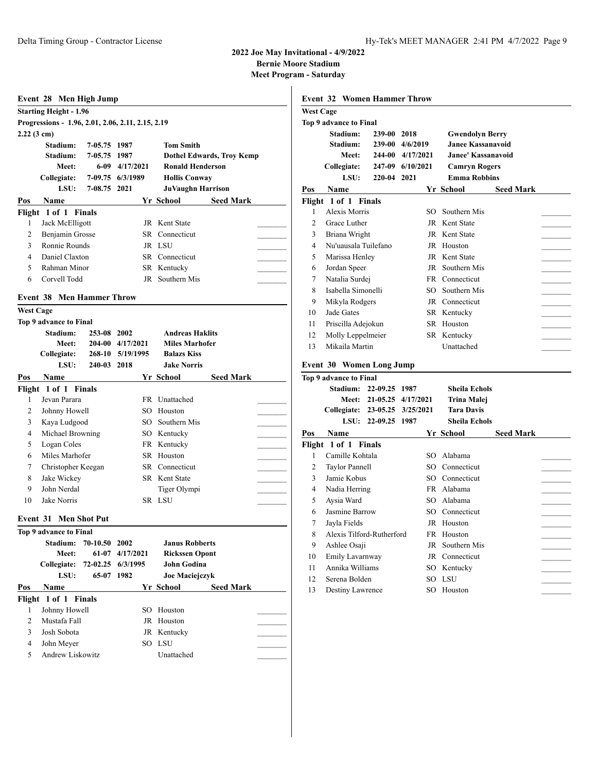**2022 Joe May Invitational - 4/9/2022**
**Bernie Moore Stadium**
**Meet Program - Saturday**

## Event 28 Men High Jump

**Starting Height - 1.96**
**Progressions - 1.96, 2.01, 2.06, 2.11, 2.15, 2.19**
**2.22 (3 cm)**

| | | | |
|---|---|---|---|
| **Stadium:** | **7-05.75** | **1987** | **Tom Smith** |
| **Stadium:** | **7-05.75** | **1987** | **Dothel Edwards, Troy Kemp** |
| **Meet:** | **6-09** | **4/17/2021** | **Ronald Henderson** |
| **Collegiate:** | **7-09.75** | **6/3/1989** | **Hollis Conway** |
| **LSU:** | **7-08.75** | **2021** | **JuVaughn Harrison** |

**Flight 1 of 1 Finals**

| Pos | Name | Yr | School | Seed Mark | |
|---|---|---|---|---|---|
| 1 | Jack McElligott | JR | Kent State | | _______ |
| 2 | Benjamin Grosse | SR | Connecticut | | _______ |
| 3 | Ronnie Rounds | JR | LSU | | _______ |
| 4 | Daniel Claxton | SR | Connecticut | | _______ |
| 5 | Rahman Minor | SR | Kentucky | | _______ |
| 6 | Corvell Todd | JR | Southern Mis | | _______ |

## Event 38 Men Hammer Throw

**West Cage**
**Top 9 advance to Final**

| | | | |
|---|---|---|---|
| **Stadium:** | **253-08** | **2002** | **Andreas Haklits** |
| **Meet:** | **204-00** | **4/17/2021** | **Miles Marhofer** |
| **Collegiate:** | **268-10** | **5/19/1995** | **Balazs Kiss** |
| **LSU:** | **240-03** | **2018** | **Jake Norris** |

**Flight 1 of 1 Finals**

| Pos | Name | Yr | School | Seed Mark | |
|---|---|---|---|---|---|
| 1 | Jevan Parara | FR | Unattached | | _______ |
| 2 | Johnny Howell | SO | Houston | | _______ |
| 3 | Kaya Ludgood | SO | Southern Mis | | _______ |
| 4 | Michael Browning | SO | Kentucky | | _______ |
| 5 | Logan Coles | FR | Kentucky | | _______ |
| 6 | Miles Marhofer | SR | Houston | | _______ |
| 7 | Christopher Keegan | SR | Connecticut | | _______ |
| 8 | Jake Wickey | SR | Kent State | | _______ |
| 9 | John Nerdal | | Tiger Olympi | | _______ |
| 10 | Jake Norris | SR | LSU | | _______ |

## Event 31 Men Shot Put

**Top 9 advance to Final**

| | | | |
|---|---|---|---|
| **Stadium:** | **70-10.50** | **2002** | **Janus Robberts** |
| **Meet:** | **61-07** | **4/17/2021** | **Rickssen Opont** |
| **Collegiate:** | **72-02.25** | **6/3/1995** | **John Godina** |
| **LSU:** | **65-07** | **1982** | **Joe Maciejczyk** |

**Flight 1 of 1 Finals**

| Pos | Name | Yr | School | Seed Mark | |
|---|---|---|---|---|---|
| 1 | Johnny Howell | SO | Houston | | _______ |
| 2 | Mustafa Fall | JR | Houston | | _______ |
| 3 | Josh Sobota | JR | Kentucky | | _______ |
| 4 | John Meyer | SO | LSU | | _______ |
| 5 | Andrew Liskowitz | | Unattached | | _______ |

## Event 32 Women Hammer Throw

**West Cage**
**Top 9 advance to Final**

| | | | |
|---|---|---|---|
| **Stadium:** | **239-00** | **2018** | **Gwendolyn Berry** |
| **Stadium:** | **239-00** | **4/6/2019** | **Janee Kassanavoid** |
| **Meet:** | **244-00** | **4/17/2021** | **Janee' Kassanavoid** |
| **Collegiate:** | **247-09** | **6/10/2021** | **Camryn Rogers** |
| **LSU:** | **220-04** | **2021** | **Emma Robbins** |

**Flight 1 of 1 Finals**

| Pos | Name | Yr | School | Seed Mark | |
|---|---|---|---|---|---|
| 1 | Alexis Morris | SO | Southern Mis | | _______ |
| 2 | Grace Luther | JR | Kent State | | _______ |
| 3 | Briana Wright | JR | Kent State | | _______ |
| 4 | Nu'uausala Tuilefano | JR | Houston | | _______ |
| 5 | Marissa Henley | JR | Kent State | | _______ |
| 6 | Jordan Speer | JR | Southern Mis | | _______ |
| 7 | Natalia Surdej | FR | Connecticut | | _______ |
| 8 | Isabella Simonelli | SO | Southern Mis | | _______ |
| 9 | Mikyla Rodgers | JR | Connecticut | | _______ |
| 10 | Jade Gates | SR | Kentucky | | _______ |
| 11 | Priscilla Adejokun | SR | Houston | | _______ |
| 12 | Molly Leppelmeier | SR | Kentucky | | _______ |
| 13 | Mikaila Martin | | Unattached | | _______ |

## Event 30 Women Long Jump

**Top 9 advance to Final**

| | | | |
|---|---|---|---|
| **Stadium:** | **22-09.25** | **1987** | **Sheila Echols** |
| **Meet:** | **21-05.25** | **4/17/2021** | **Trina Malej** |
| **Collegiate:** | **23-05.25** | **3/25/2021** | **Tara Davis** |
| **LSU:** | **22-09.25** | **1987** | **Sheila Echols** |

**Flight 1 of 1 Finals**

| Pos | Name | Yr | School | Seed Mark | |
|---|---|---|---|---|---|
| 1 | Camille Kohtala | SO | Alabama | | _______ |
| 2 | Taylor Pannell | SO | Connecticut | | _______ |
| 3 | Jamie Kobus | SO | Connecticut | | _______ |
| 4 | Nadia Herring | FR | Alabama | | _______ |
| 5 | Aysia Ward | SO | Alabama | | _______ |
| 6 | Jasmine Barrow | SO | Connecticut | | _______ |
| 7 | Jayla Fields | JR | Houston | | _______ |
| 8 | Alexis Tilford-Rutherford | FR | Houston | | _______ |
| 9 | Ashlee Osaji | JR | Southern Mis | | _______ |
| 10 | Emily Lavarnway | JR | Connecticut | | _______ |
| 11 | Annika Williams | SO | Kentucky | | _______ |
| 12 | Serena Bolden | SO | LSU | | _______ |
| 13 | Destiny Lawrence | SO | Houston | | _______ |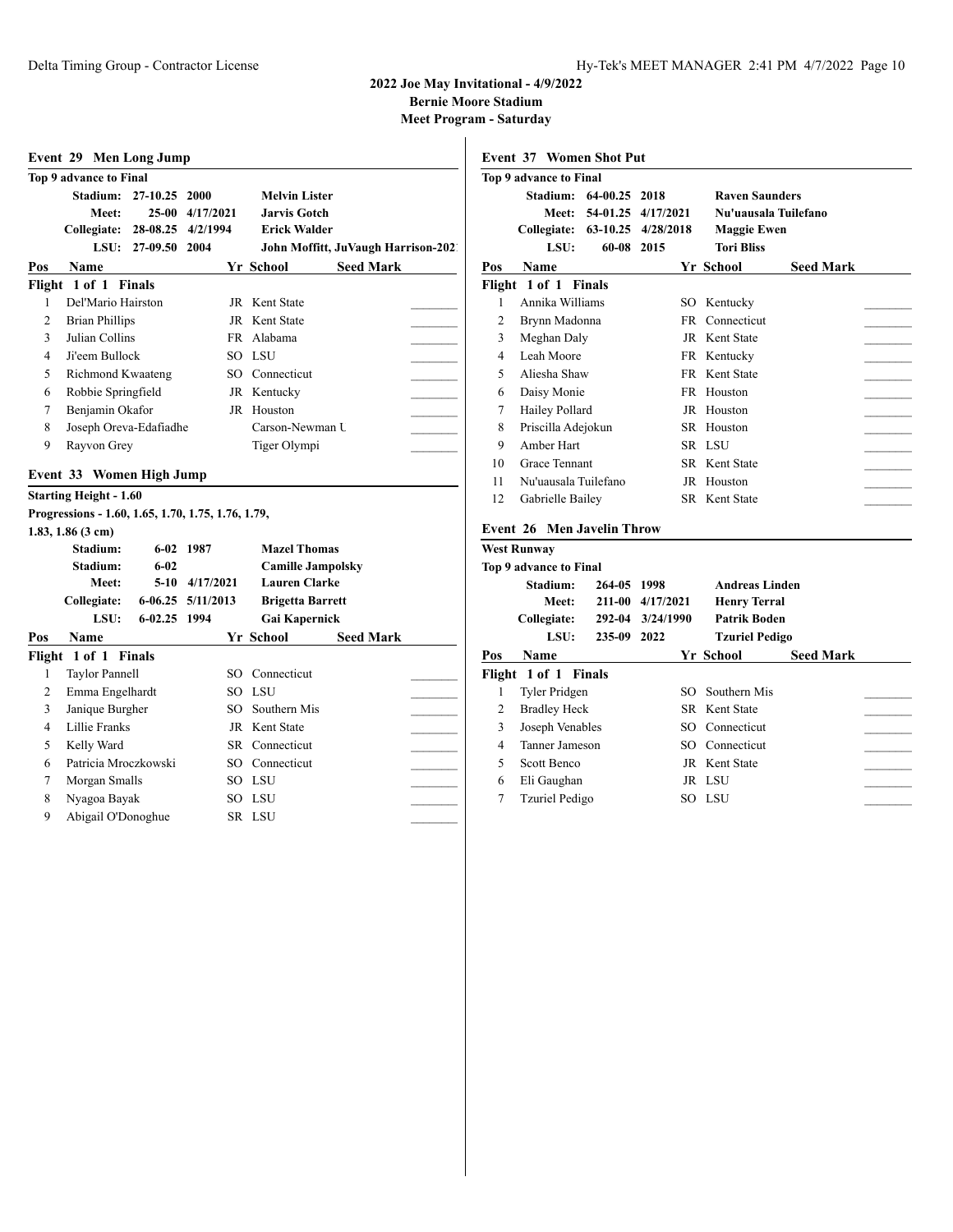# 2022 Joe May Invitational - 4/9/2022
**Bernie Moore Stadium**
**Meet Program - Saturday**

## Event 29 Men Long Jump

**Top 9 advance to Final**

| | | | |
|---|---|---|---|
| **Stadium:** | **27-10.25** | **2000** | **Melvin Lister** |
| **Meet:** | **25-00** | **4/17/2021** | **Jarvis Gotch** |
| **Collegiate:** | **28-08.25** | **4/2/1994** | **Erick Walder** |
| **LSU:** | **27-09.50** | **2004** | **John Moffitt, JuVaugh Harrison-202** |

**Flight 1 of 1 Finals**

| Pos | Name | Yr | School | Seed Mark |
|---|---|---|---|---|
| 1 | Del'Mario Hairston | JR | Kent State | |
| 2 | Brian Phillips | JR | Kent State | |
| 3 | Julian Collins | FR | Alabama | |
| 4 | Ji'eem Bullock | SO | LSU | |
| 5 | Richmond Kwaateng | SO | Connecticut | |
| 6 | Robbie Springfield | JR | Kentucky | |
| 7 | Benjamin Okafor | JR | Houston | |
| 8 | Joseph Oreva-Edafiadhe | | Carson-Newman U | |
| 9 | Rayvon Grey | | Tiger Olympi | |

## Event 33 Women High Jump

**Starting Height - 1.60**

**Progressions - 1.60, 1.65, 1.70, 1.75, 1.76, 1.79, 1.83, 1.86 (3 cm)**

| | | | |
|---|---|---|---|
| **Stadium:** | **6-02** | **1987** | **Mazel Thomas** |
| **Stadium:** | **6-02** | | **Camille Jampolsky** |
| **Meet:** | **5-10** | **4/17/2021** | **Lauren Clarke** |
| **Collegiate:** | **6-06.25** | **5/11/2013** | **Brigetta Barrett** |
| **LSU:** | **6-02.25** | **1994** | **Gai Kapernick** |

**Flight 1 of 1 Finals**

| Pos | Name | Yr | School | Seed Mark |
|---|---|---|---|---|
| 1 | Taylor Pannell | SO | Connecticut | |
| 2 | Emma Engelhardt | SO | LSU | |
| 3 | Janique Burgher | SO | Southern Mis | |
| 4 | Lillie Franks | JR | Kent State | |
| 5 | Kelly Ward | SR | Connecticut | |
| 6 | Patricia Mroczkowski | SO | Connecticut | |
| 7 | Morgan Smalls | SO | LSU | |
| 8 | Nyagoa Bayak | SO | LSU | |
| 9 | Abigail O'Donoghue | SR | LSU | |

## Event 37 Women Shot Put

**Top 9 advance to Final**

| | | | |
|---|---|---|---|
| **Stadium:** | **64-00.25** | **2018** | **Raven Saunders** |
| **Meet:** | **54-01.25** | **4/17/2021** | **Nu'uausala Tuilefano** |
| **Collegiate:** | **63-10.25** | **4/28/2018** | **Maggie Ewen** |
| **LSU:** | **60-08** | **2015** | **Tori Bliss** |

**Flight 1 of 1 Finals**

| Pos | Name | Yr | School | Seed Mark |
|---|---|---|---|---|
| 1 | Annika Williams | SO | Kentucky | |
| 2 | Brynn Madonna | FR | Connecticut | |
| 3 | Meghan Daly | JR | Kent State | |
| 4 | Leah Moore | FR | Kentucky | |
| 5 | Aliesha Shaw | FR | Kent State | |
| 6 | Daisy Monie | FR | Houston | |
| 7 | Hailey Pollard | JR | Houston | |
| 8 | Priscilla Adejokun | SR | Houston | |
| 9 | Amber Hart | SR | LSU | |
| 10 | Grace Tennant | SR | Kent State | |
| 11 | Nu'uausala Tuilefano | JR | Houston | |
| 12 | Gabrielle Bailey | SR | Kent State | |

## Event 26 Men Javelin Throw

**West Runway**

**Top 9 advance to Final**

| | | | |
|---|---|---|---|
| **Stadium:** | **264-05** | **1998** | **Andreas Linden** |
| **Meet:** | **211-00** | **4/17/2021** | **Henry Terral** |
| **Collegiate:** | **292-04** | **3/24/1990** | **Patrik Boden** |
| **LSU:** | **235-09** | **2022** | **Tzuriel Pedigo** |

**Flight 1 of 1 Finals**

| Pos | Name | Yr | School | Seed Mark |
|---|---|---|---|---|
| 1 | Tyler Pridgen | SO | Southern Mis | |
| 2 | Bradley Heck | SR | Kent State | |
| 3 | Joseph Venables | SO | Connecticut | |
| 4 | Tanner Jameson | SO | Connecticut | |
| 5 | Scott Benco | JR | Kent State | |
| 6 | Eli Gaughan | JR | LSU | |
| 7 | Tzuriel Pedigo | SO | LSU | |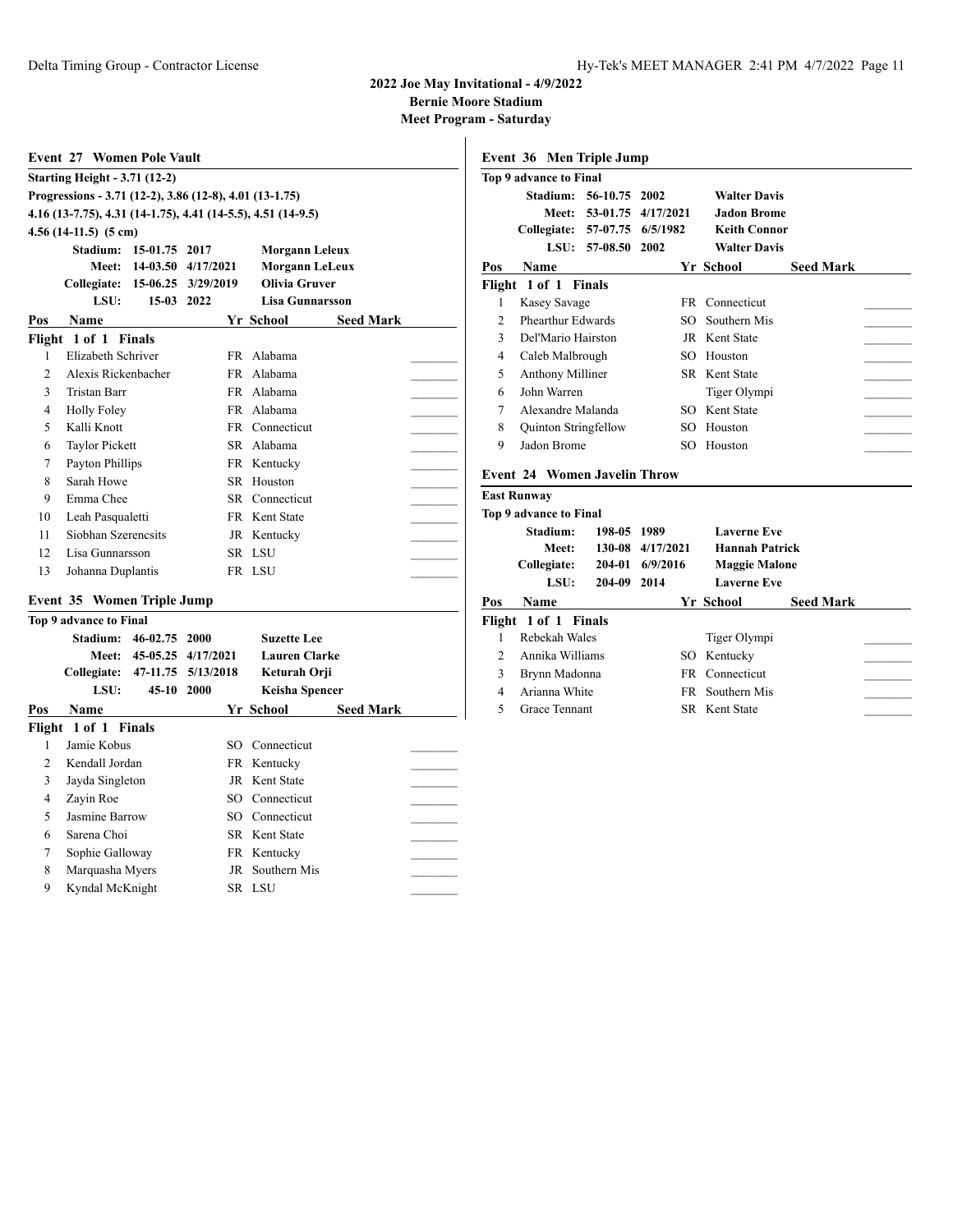## 2022 Joe May Invitational - 4/9/2022
### Bernie Moore Stadium
### Meet Program - Saturday

### Event 27 Women Pole Vault

**Starting Height - 3.71 (12-2)**

**Progressions - 3.71 (12-2), 3.86 (12-8), 4.01 (13-1.75) 4.16 (13-7.75), 4.31 (14-1.75), 4.41 (14-5.5), 4.51 (14-9.5) 4.56 (14-11.5) (5 cm)**

| | | | |
|---|---|---|---|
| **Stadium:** | 15-01.75 | 2017 | Morgann Leleux |
| **Meet:** | 14-03.50 | 4/17/2021 | Morgann LeLeux |
| **Collegiate:** | 15-06.25 | 3/29/2019 | Olivia Gruver |
| **LSU:** | 15-03 | 2022 | Lisa Gunnarsson |

**Flight 1 of 1 Finals**

| Pos | Name | Yr | School | Seed Mark |
|---|---|---|---|---|
| 1 | Elizabeth Schriver | FR | Alabama | |
| 2 | Alexis Rickenbacher | FR | Alabama | |
| 3 | Tristan Barr | FR | Alabama | |
| 4 | Holly Foley | FR | Alabama | |
| 5 | Kalli Knott | FR | Connecticut | |
| 6 | Taylor Pickett | SR | Alabama | |
| 7 | Payton Phillips | FR | Kentucky | |
| 8 | Sarah Howe | SR | Houston | |
| 9 | Emma Chee | SR | Connecticut | |
| 10 | Leah Pasqualetti | FR | Kent State | |
| 11 | Siobhan Szerencsits | JR | Kentucky | |
| 12 | Lisa Gunnarsson | SR | LSU | |
| 13 | Johanna Duplantis | FR | LSU | |

### Event 35 Women Triple Jump

**Top 9 advance to Final**

| | | | |
|---|---|---|---|
| **Stadium:** | 46-02.75 | 2000 | Suzette Lee |
| **Meet:** | 45-05.25 | 4/17/2021 | Lauren Clarke |
| **Collegiate:** | 47-11.75 | 5/13/2018 | Keturah Orji |
| **LSU:** | 45-10 | 2000 | Keisha Spencer |

**Flight 1 of 1 Finals**

| Pos | Name | Yr | School | Seed Mark |
|---|---|---|---|---|
| 1 | Jamie Kobus | SO | Connecticut | |
| 2 | Kendall Jordan | FR | Kentucky | |
| 3 | Jayda Singleton | JR | Kent State | |
| 4 | Zayin Roe | SO | Connecticut | |
| 5 | Jasmine Barrow | SO | Connecticut | |
| 6 | Sarena Choi | SR | Kent State | |
| 7 | Sophie Galloway | FR | Kentucky | |
| 8 | Marquasha Myers | JR | Southern Mis | |
| 9 | Kyndal McKnight | SR | LSU | |

### Event 36 Men Triple Jump

**Top 9 advance to Final**

| | | | |
|---|---|---|---|
| **Stadium:** | 56-10.75 | 2002 | Walter Davis |
| **Meet:** | 53-01.75 | 4/17/2021 | Jadon Brome |
| **Collegiate:** | 57-07.75 | 6/5/1982 | Keith Connor |
| **LSU:** | 57-08.50 | 2002 | Walter Davis |

**Flight 1 of 1 Finals**

| Pos | Name | Yr | School | Seed Mark |
|---|---|---|---|---|
| 1 | Kasey Savage | FR | Connecticut | |
| 2 | Phearthur Edwards | SO | Southern Mis | |
| 3 | Del'Mario Hairston | JR | Kent State | |
| 4 | Caleb Malbrough | SO | Houston | |
| 5 | Anthony Milliner | SR | Kent State | |
| 6 | John Warren | | Tiger Olympi | |
| 7 | Alexandre Malanda | SO | Kent State | |
| 8 | Quinton Stringfellow | SO | Houston | |
| 9 | Jadon Brome | SO | Houston | |

### Event 24 Women Javelin Throw

**East Runway**

**Top 9 advance to Final**

| | | | |
|---|---|---|---|
| **Stadium:** | 198-05 | 1989 | Laverne Eve |
| **Meet:** | 130-08 | 4/17/2021 | Hannah Patrick |
| **Collegiate:** | 204-01 | 6/9/2016 | Maggie Malone |
| **LSU:** | 204-09 | 2014 | Laverne Eve |

**Flight 1 of 1 Finals**

| Pos | Name | Yr | School | Seed Mark |
|---|---|---|---|---|
| 1 | Rebekah Wales | | Tiger Olympi | |
| 2 | Annika Williams | SO | Kentucky | |
| 3 | Brynn Madonna | FR | Connecticut | |
| 4 | Arianna White | FR | Southern Mis | |
| 5 | Grace Tennant | SR | Kent State | |